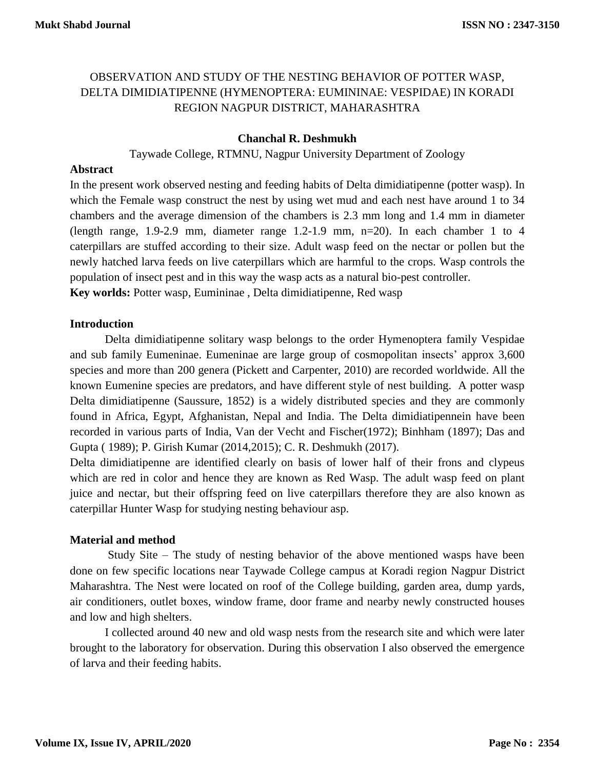# OBSERVATION AND STUDY OF THE NESTING BEHAVIOR OF POTTER WASP, DELTA DIMIDIATIPENNE (HYMENOPTERA: EUMININAE: VESPIDAE) IN KORADI REGION NAGPUR DISTRICT, MAHARASHTRA

**Chanchal R. Deshmukh**

Taywade College, RTMNU, Nagpur University Department of Zoology

## Abstract

In the present work observed nesting and feeding habits of Delta dimidiatipenne (potter wasp). In which the Female wasp construct the nest by using wet mud and each nest have around 1 to 34 chambers and the average dimension of the chambers is 2.3 mm long and 1.4 mm in diameter (length range, 1.9-2.9 mm, diameter range 1.2-1.9 mm, n=20). In each chamber 1 to 4 caterpillars are stuffed according to their size. Adult wasp feed on the nectar or pollen but the newly hatched larva feeds on live caterpillars which are harmful to the crops. Wasp controls the population of insect pest and in this way the wasp acts as a natural bio-pest controller.

**Key worlds:** Potter wasp, Eumininae , Delta dimidiatipenne, Red wasp

## Introduction

Delta dimidiatipenne solitary wasp belongs to the order Hymenoptera family Vespidae and sub family Eumeninae. Eumeninae are large group of cosmopolitan insects' approx 3,600 species and more than 200 genera (Pickett and Carpenter, 2010) are recorded worldwide. All the known Eumenine species are predators, and have different style of nest building. A potter wasp Delta dimidiatipenne (Saussure, 1852) is a widely distributed species and they are commonly found in Africa, Egypt, Afghanistan, Nepal and India. The Delta dimidiatipennein have been recorded in various parts of India, Van der Vecht and Fischer(1972); Binhham (1897); Das and Gupta ( 1989); P. Girish Kumar (2014,2015); C. R. Deshmukh (2017).

Delta dimidiatipenne are identified clearly on basis of lower half of their frons and clypeus which are red in color and hence they are known as Red Wasp. The adult wasp feed on plant juice and nectar, but their offspring feed on live caterpillars therefore they are also known as caterpillar Hunter Wasp for studying nesting behaviour asp.

## Material and method

Study Site – The study of nesting behavior of the above mentioned wasps have been done on few specific locations near Taywade College campus at Koradi region Nagpur District Maharashtra. The Nest were located on roof of the College building, garden area, dump yards, air conditioners, outlet boxes, window frame, door frame and nearby newly constructed houses and low and high shelters.

I collected around 40 new and old wasp nests from the research site and which were later brought to the laboratory for observation. During this observation I also observed the emergence of larva and their feeding habits.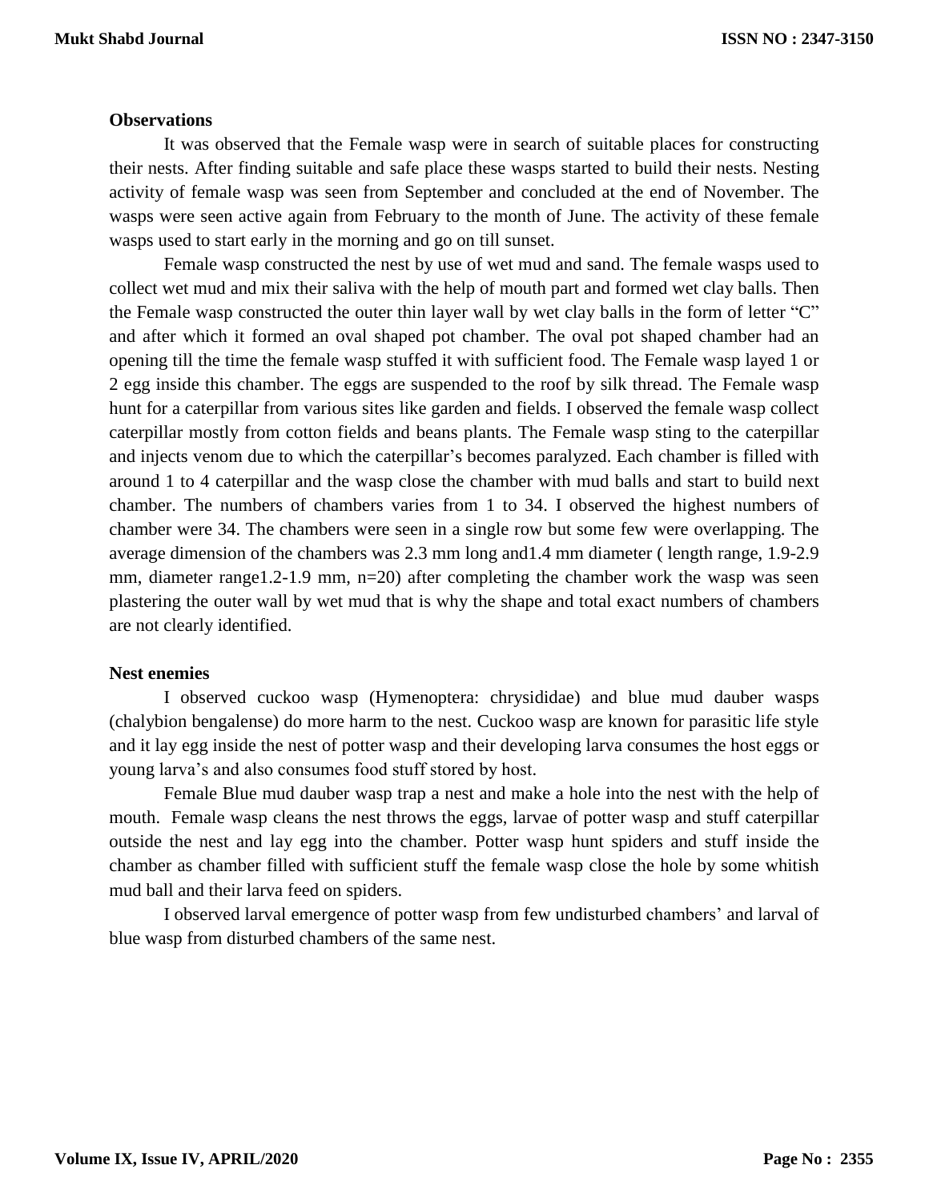**Observations**

It was observed that the Female wasp were in search of suitable places for constructing their nests. After finding suitable and safe place these wasps started to build their nests. Nesting activity of female wasp was seen from September and concluded at the end of November. The wasps were seen active again from February to the month of June. The activity of these female wasps used to start early in the morning and go on till sunset.

Female wasp constructed the nest by use of wet mud and sand. The female wasps used to collect wet mud and mix their saliva with the help of mouth part and formed wet clay balls. Then the Female wasp constructed the outer thin layer wall by wet clay balls in the form of letter "C" and after which it formed an oval shaped pot chamber. The oval pot shaped chamber had an opening till the time the female wasp stuffed it with sufficient food. The Female wasp layed 1 or 2 egg inside this chamber. The eggs are suspended to the roof by silk thread. The Female wasp hunt for a caterpillar from various sites like garden and fields. I observed the female wasp collect caterpillar mostly from cotton fields and beans plants. The Female wasp sting to the caterpillar and injects venom due to which the caterpillar's becomes paralyzed. Each chamber is filled with around 1 to 4 caterpillar and the wasp close the chamber with mud balls and start to build next chamber. The numbers of chambers varies from 1 to 34. I observed the highest numbers of chamber were 34. The chambers were seen in a single row but some few were overlapping. The average dimension of the chambers was 2.3 mm long and1.4 mm diameter ( length range, 1.9-2.9 mm, diameter range1.2-1.9 mm, n=20) after completing the chamber work the wasp was seen plastering the outer wall by wet mud that is why the shape and total exact numbers of chambers are not clearly identified.

**Nest enemies**

I observed cuckoo wasp (Hymenoptera: chrysididae) and blue mud dauber wasps (chalybion bengalense) do more harm to the nest. Cuckoo wasp are known for parasitic life style and it lay egg inside the nest of potter wasp and their developing larva consumes the host eggs or young larva's and also consumes food stuff stored by host.

Female Blue mud dauber wasp trap a nest and make a hole into the nest with the help of mouth. Female wasp cleans the nest throws the eggs, larvae of potter wasp and stuff caterpillar outside the nest and lay egg into the chamber. Potter wasp hunt spiders and stuff inside the chamber as chamber filled with sufficient stuff the female wasp close the hole by some whitish mud ball and their larva feed on spiders.

I observed larval emergence of potter wasp from few undisturbed chambers' and larval of blue wasp from disturbed chambers of the same nest.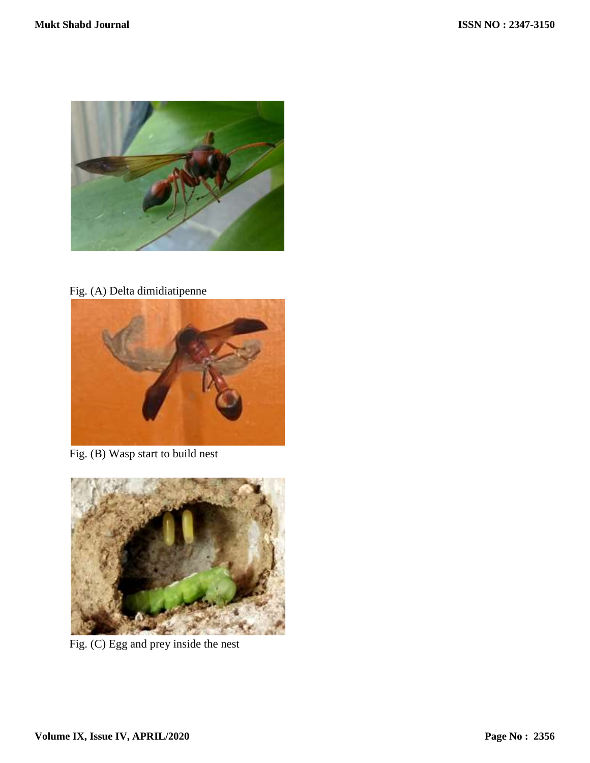Fig. (A) Delta dimidiatipenne

Fig. (B) Wasp start to build nest

Fig. (C) Egg and prey inside the nest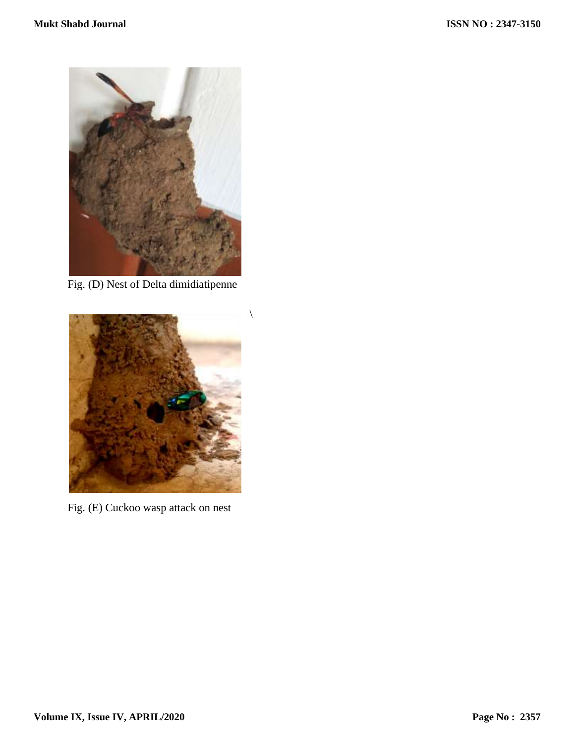Fig. (D) Nest of Delta dimidiatipenne

\

Fig. (E) Cuckoo wasp attack on nest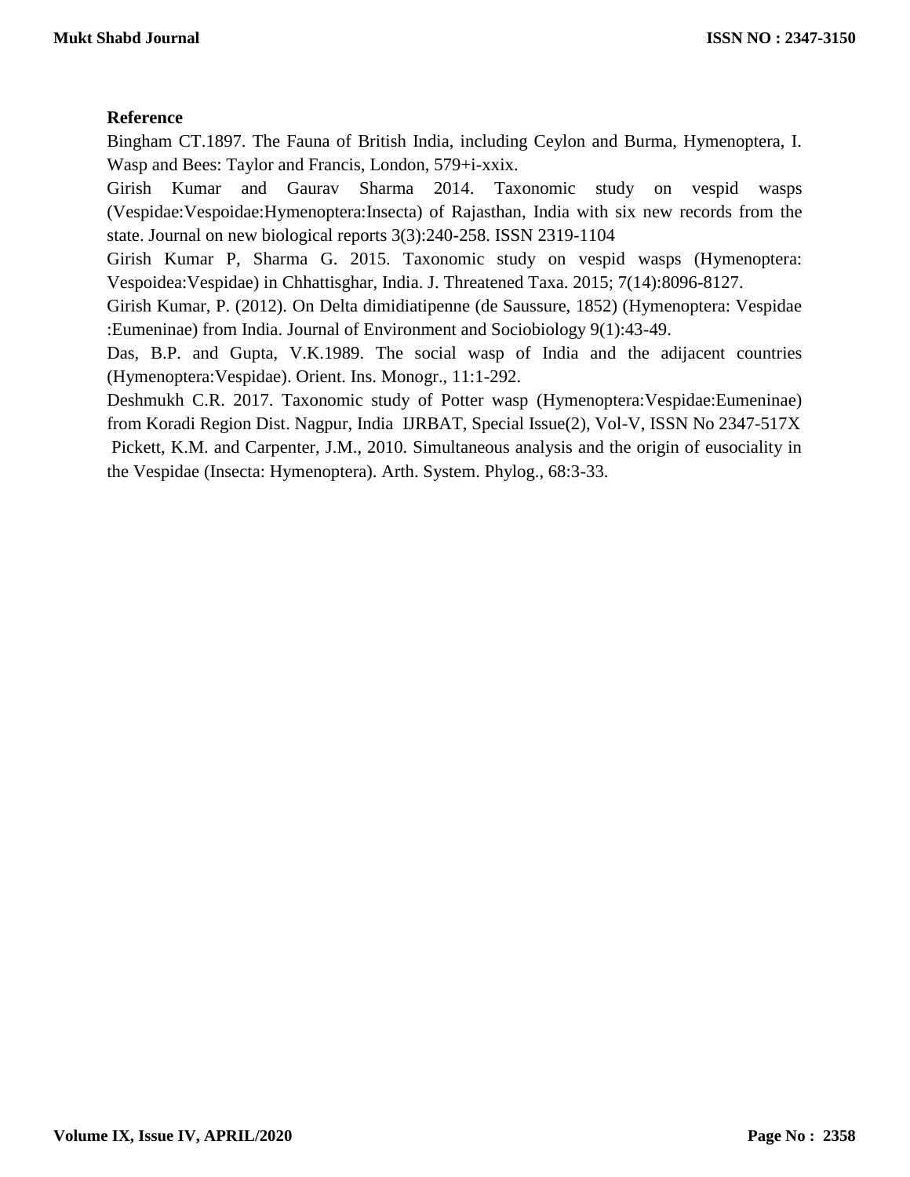## Reference

Bingham CT.1897. The Fauna of British India, including Ceylon and Burma, Hymenoptera, I. Wasp and Bees: Taylor and Francis, London, 579+i-xxix.

Girish Kumar and Gaurav Sharma 2014. Taxonomic study on vespid wasps (Vespidae:Vespoidae:Hymenoptera:Insecta) of Rajasthan, India with six new records from the state. Journal on new biological reports 3(3):240-258. ISSN 2319-1104

Girish Kumar P, Sharma G. 2015. Taxonomic study on vespid wasps (Hymenoptera: Vespoidea:Vespidae) in Chhattisghar, India. J. Threatened Taxa. 2015; 7(14):8096-8127.

Girish Kumar, P. (2012). On Delta dimidiatipenne (de Saussure, 1852) (Hymenoptera: Vespidae :Eumeninae) from India. Journal of Environment and Sociobiology 9(1):43-49.

Das, B.P. and Gupta, V.K.1989. The social wasp of India and the adijacent countries (Hymenoptera:Vespidae). Orient. Ins. Monogr., 11:1-292.

Deshmukh C.R. 2017. Taxonomic study of Potter wasp (Hymenoptera:Vespidae:Eumeninae) from Koradi Region Dist. Nagpur, India IJRBAT, Special Issue(2), Vol-V, ISSN No 2347-517X

Pickett, K.M. and Carpenter, J.M., 2010. Simultaneous analysis and the origin of eusociality in the Vespidae (Insecta: Hymenoptera). Arth. System. Phylog., 68:3-33.